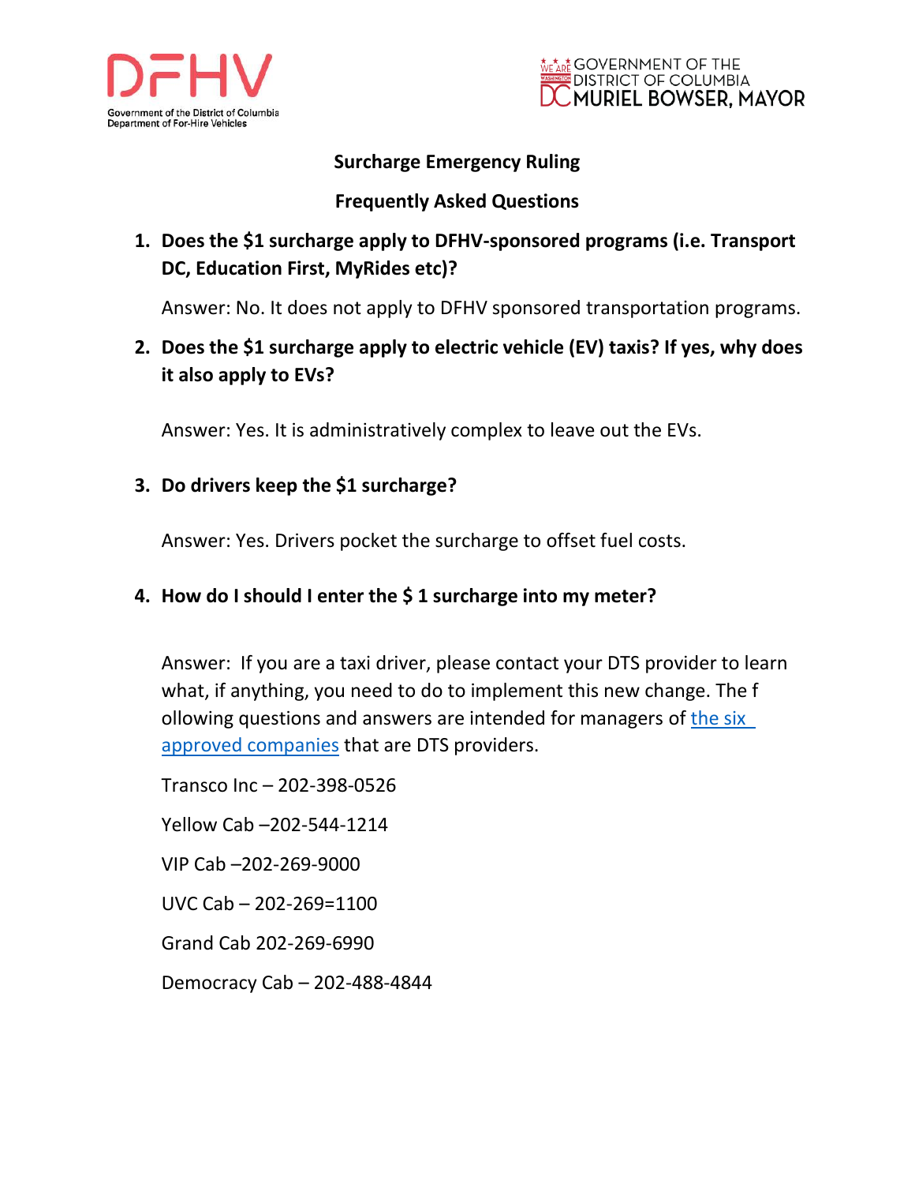DFHV

Government of the District of Columbia
Department of For-Hire Vehicles

GOVERNMENT OF THE DISTRICT OF COLUMBIA
MURIEL BOWSER, MAYOR

# Surcharge Emergency Ruling

## Frequently Asked Questions

1. **Does the $1 surcharge apply to DFHV-sponsored programs (i.e. Transport DC, Education First, MyRides etc)?**

   Answer: No. It does not apply to DFHV sponsored transportation programs.

2. **Does the $1 surcharge apply to electric vehicle (EV) taxis? If yes, why does it also apply to EVs?**

   Answer: Yes. It is administratively complex to leave out the EVs.

3. **Do drivers keep the $1 surcharge?**

   Answer: Yes. Drivers pocket the surcharge to offset fuel costs.

4. **How do I should I enter the $ 1 surcharge into my meter?**

   Answer: If you are a taxi driver, please contact your DTS provider to learn what, if anything, you need to do to implement this new change. The f ollowing questions and answers are intended for managers of [the six approved companies]() that are DTS providers.

   Transco Inc – 202-398-0526

   Yellow Cab –202-544-1214

   VIP Cab –202-269-9000

   UVC Cab – 202-269=1100

   Grand Cab 202-269-6990

   Democracy Cab – 202-488-4844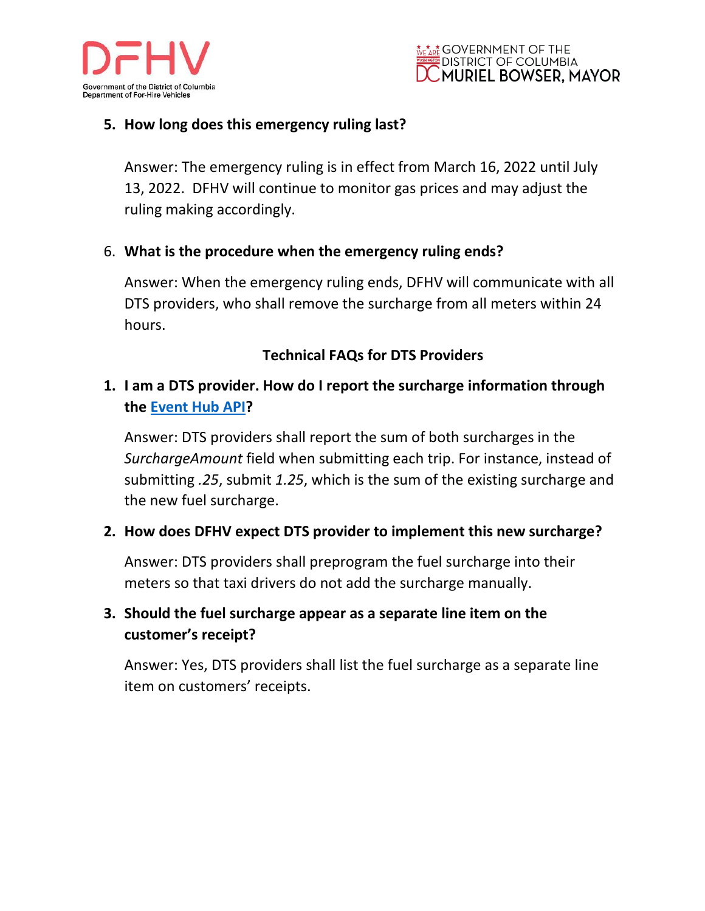5. **How long does this emergency ruling last?**

   Answer: The emergency ruling is in effect from March 16, 2022 until July 13, 2022. DFHV will continue to monitor gas prices and may adjust the ruling making accordingly.

6. **What is the procedure when the emergency ruling ends?**

   Answer: When the emergency ruling ends, DFHV will communicate with all DTS providers, who shall remove the surcharge from all meters within 24 hours.

## Technical FAQs for DTS Providers

1. **I am a DTS provider. How do I report the surcharge information through the Event Hub API?**

   Answer: DTS providers shall report the sum of both surcharges in the *SurchargeAmount* field when submitting each trip. For instance, instead of submitting *.25*, submit *1.25*, which is the sum of the existing surcharge and the new fuel surcharge.

2. **How does DFHV expect DTS provider to implement this new surcharge?**

   Answer: DTS providers shall preprogram the fuel surcharge into their meters so that taxi drivers do not add the surcharge manually.

3. **Should the fuel surcharge appear as a separate line item on the customer's receipt?**

   Answer: Yes, DTS providers shall list the fuel surcharge as a separate line item on customers' receipts.